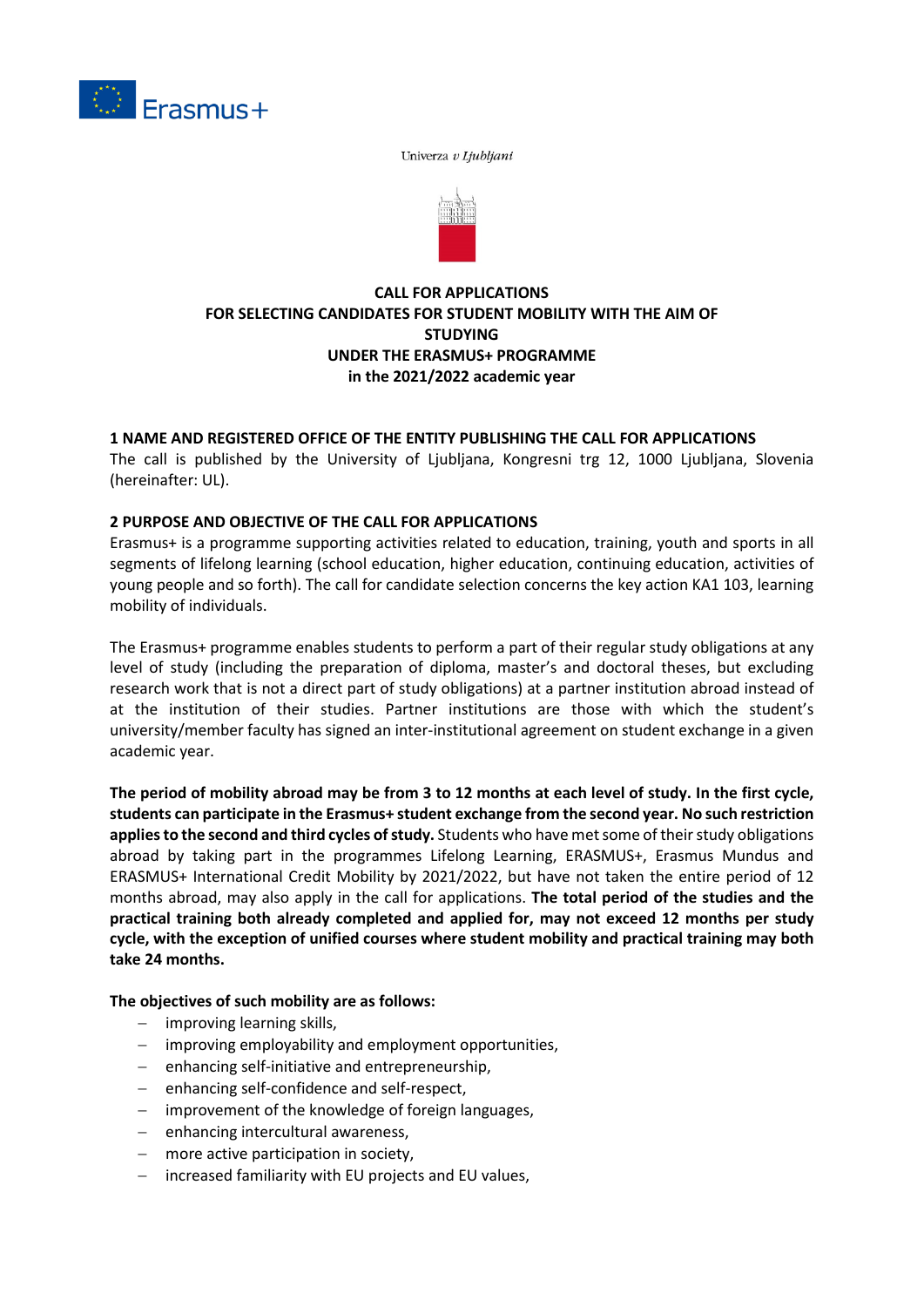Erasmus+

Univerza *v Ljubljani*

**CALL FOR APPLICATIONS
FOR SELECTING CANDIDATES FOR STUDENT MOBILITY WITH THE AIM OF STUDYING
UNDER THE ERASMUS+ PROGRAMME
in the 2021/2022 academic year**

## 1 NAME AND REGISTERED OFFICE OF THE ENTITY PUBLISHING THE CALL FOR APPLICATIONS

The call is published by the University of Ljubljana, Kongresni trg 12, 1000 Ljubljana, Slovenia (hereinafter: UL).

## 2 PURPOSE AND OBJECTIVE OF THE CALL FOR APPLICATIONS

Erasmus+ is a programme supporting activities related to education, training, youth and sports in all segments of lifelong learning (school education, higher education, continuing education, activities of young people and so forth). The call for candidate selection concerns the key action KA1 103, learning mobility of individuals.

The Erasmus+ programme enables students to perform a part of their regular study obligations at any level of study (including the preparation of diploma, master's and doctoral theses, but excluding research work that is not a direct part of study obligations) at a partner institution abroad instead of at the institution of their studies. Partner institutions are those with which the student's university/member faculty has signed an inter-institutional agreement on student exchange in a given academic year.

**The period of mobility abroad may be from 3 to 12 months at each level of study. In the first cycle, students can participate in the Erasmus+ student exchange from the second year. No such restriction applies to the second and third cycles of study.** Students who have met some of their study obligations abroad by taking part in the programmes Lifelong Learning, ERASMUS+, Erasmus Mundus and ERASMUS+ International Credit Mobility by 2021/2022, but have not taken the entire period of 12 months abroad, may also apply in the call for applications. **The total period of the studies and the practical training both already completed and applied for, may not exceed 12 months per study cycle, with the exception of unified courses where student mobility and practical training may both take 24 months.**

**The objectives of such mobility are as follows:**

- improving learning skills,
- improving employability and employment opportunities,
- enhancing self-initiative and entrepreneurship,
- enhancing self-confidence and self-respect,
- improvement of the knowledge of foreign languages,
- enhancing intercultural awareness,
- more active participation in society,
- increased familiarity with EU projects and EU values,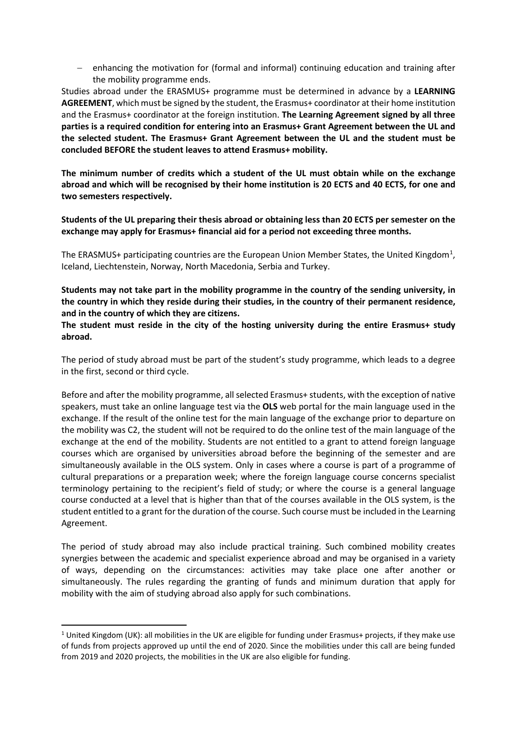- enhancing the motivation for (formal and informal) continuing education and training after the mobility programme ends.

Studies abroad under the ERASMUS+ programme must be determined in advance by a **LEARNING AGREEMENT**, which must be signed by the student, the Erasmus+ coordinator at their home institution and the Erasmus+ coordinator at the foreign institution. **The Learning Agreement signed by all three parties is a required condition for entering into an Erasmus+ Grant Agreement between the UL and the selected student. The Erasmus+ Grant Agreement between the UL and the student must be concluded BEFORE the student leaves to attend Erasmus+ mobility.**

**The minimum number of credits which a student of the UL must obtain while on the exchange abroad and which will be recognised by their home institution is 20 ECTS and 40 ECTS, for one and two semesters respectively.**

**Students of the UL preparing their thesis abroad or obtaining less than 20 ECTS per semester on the exchange may apply for Erasmus+ financial aid for a period not exceeding three months.**

The ERASMUS+ participating countries are the European Union Member States, the United Kingdom[1], Iceland, Liechtenstein, Norway, North Macedonia, Serbia and Turkey.

**Students may not take part in the mobility programme in the country of the sending university, in the country in which they reside during their studies, in the country of their permanent residence, and in the country of which they are citizens.**

**The student must reside in the city of the hosting university during the entire Erasmus+ study abroad.**

The period of study abroad must be part of the student's study programme, which leads to a degree in the first, second or third cycle.

Before and after the mobility programme, all selected Erasmus+ students, with the exception of native speakers, must take an online language test via the **OLS** web portal for the main language used in the exchange. If the result of the online test for the main language of the exchange prior to departure on the mobility was C2, the student will not be required to do the online test of the main language of the exchange at the end of the mobility. Students are not entitled to a grant to attend foreign language courses which are organised by universities abroad before the beginning of the semester and are simultaneously available in the OLS system. Only in cases where a course is part of a programme of cultural preparations or a preparation week; where the foreign language course concerns specialist terminology pertaining to the recipient's field of study; or where the course is a general language course conducted at a level that is higher than that of the courses available in the OLS system, is the student entitled to a grant for the duration of the course. Such course must be included in the Learning Agreement.

The period of study abroad may also include practical training. Such combined mobility creates synergies between the academic and specialist experience abroad and may be organised in a variety of ways, depending on the circumstances: activities may take place one after another or simultaneously. The rules regarding the granting of funds and minimum duration that apply for mobility with the aim of studying abroad also apply for such combinations.

[1] United Kingdom (UK): all mobilities in the UK are eligible for funding under Erasmus+ projects, if they make use of funds from projects approved up until the end of 2020. Since the mobilities under this call are being funded from 2019 and 2020 projects, the mobilities in the UK are also eligible for funding.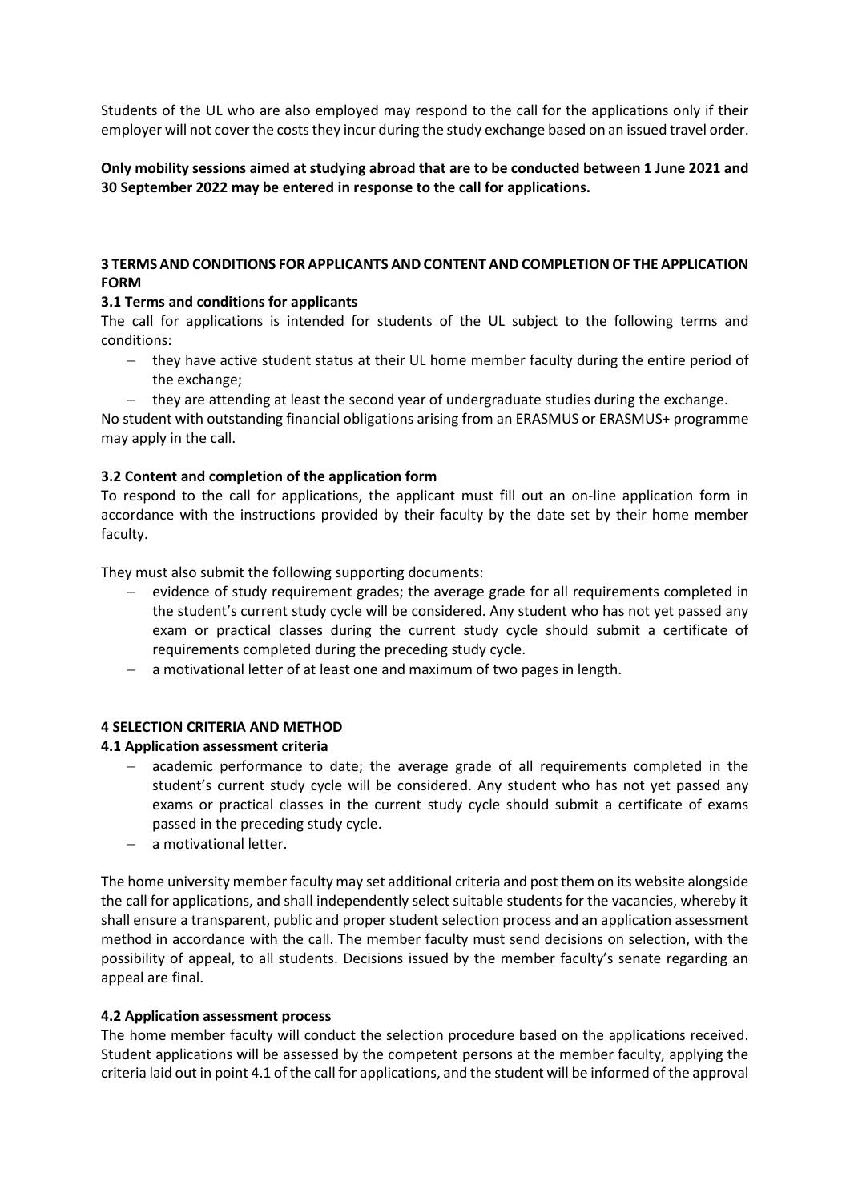Students of the UL who are also employed may respond to the call for the applications only if their employer will not cover the costs they incur during the study exchange based on an issued travel order.

**Only mobility sessions aimed at studying abroad that are to be conducted between 1 June 2021 and 30 September 2022 may be entered in response to the call for applications.**

## 3 TERMS AND CONDITIONS FOR APPLICANTS AND CONTENT AND COMPLETION OF THE APPLICATION FORM

### 3.1 Terms and conditions for applicants

The call for applications is intended for students of the UL subject to the following terms and conditions:

- they have active student status at their UL home member faculty during the entire period of the exchange;
- they are attending at least the second year of undergraduate studies during the exchange.

No student with outstanding financial obligations arising from an ERASMUS or ERASMUS+ programme may apply in the call.

### 3.2 Content and completion of the application form

To respond to the call for applications, the applicant must fill out an on-line application form in accordance with the instructions provided by their faculty by the date set by their home member faculty.

They must also submit the following supporting documents:

- evidence of study requirement grades; the average grade for all requirements completed in the student's current study cycle will be considered. Any student who has not yet passed any exam or practical classes during the current study cycle should submit a certificate of requirements completed during the preceding study cycle.
- a motivational letter of at least one and maximum of two pages in length.

## 4 SELECTION CRITERIA AND METHOD

### 4.1 Application assessment criteria

- academic performance to date; the average grade of all requirements completed in the student's current study cycle will be considered. Any student who has not yet passed any exams or practical classes in the current study cycle should submit a certificate of exams passed in the preceding study cycle.
- a motivational letter.

The home university member faculty may set additional criteria and post them on its website alongside the call for applications, and shall independently select suitable students for the vacancies, whereby it shall ensure a transparent, public and proper student selection process and an application assessment method in accordance with the call. The member faculty must send decisions on selection, with the possibility of appeal, to all students. Decisions issued by the member faculty's senate regarding an appeal are final.

### 4.2 Application assessment process

The home member faculty will conduct the selection procedure based on the applications received. Student applications will be assessed by the competent persons at the member faculty, applying the criteria laid out in point 4.1 of the call for applications, and the student will be informed of the approval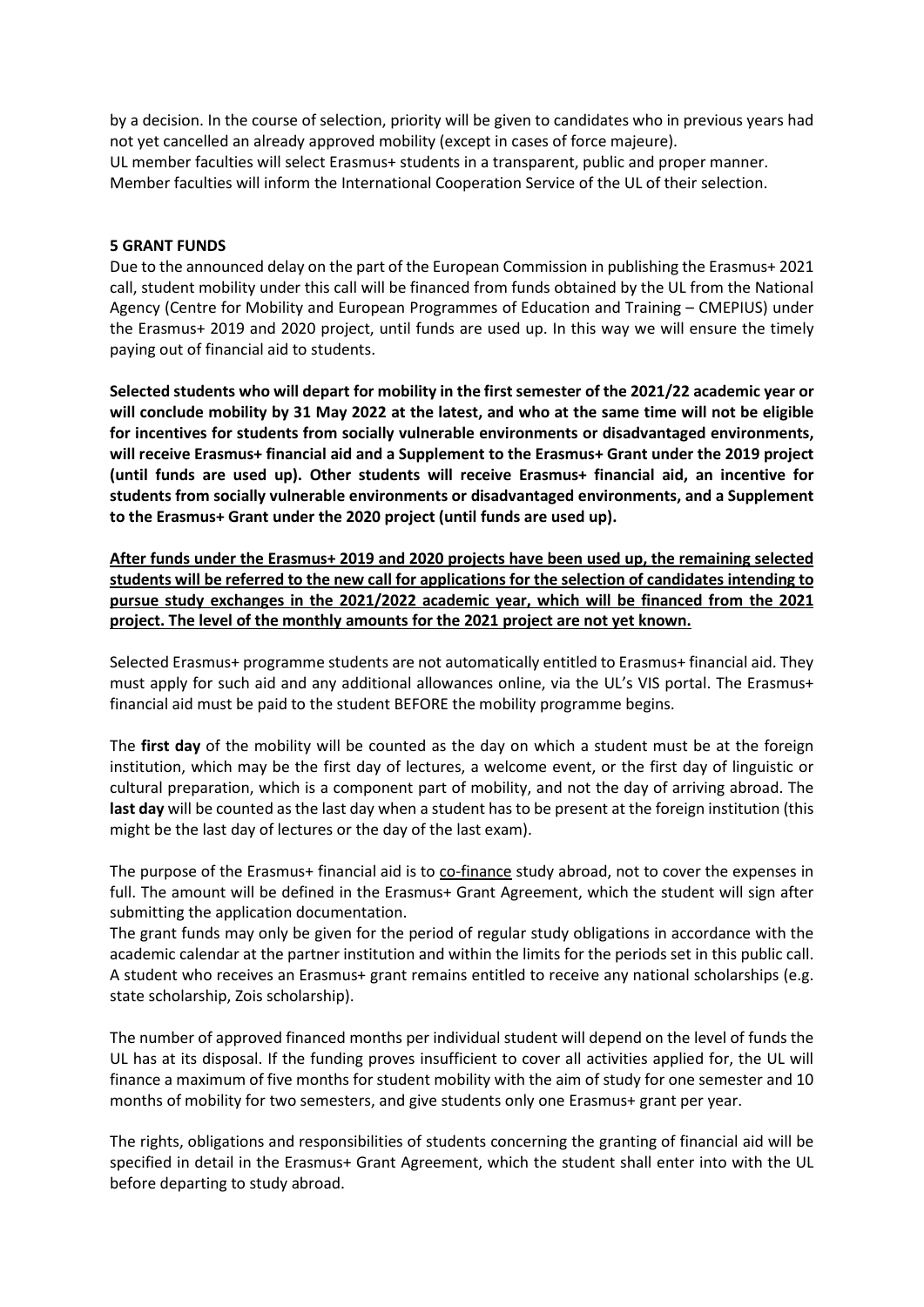by a decision. In the course of selection, priority will be given to candidates who in previous years had not yet cancelled an already approved mobility (except in cases of force majeure).
UL member faculties will select Erasmus+ students in a transparent, public and proper manner.
Member faculties will inform the International Cooperation Service of the UL of their selection.

## 5 GRANT FUNDS

Due to the announced delay on the part of the European Commission in publishing the Erasmus+ 2021 call, student mobility under this call will be financed from funds obtained by the UL from the National Agency (Centre for Mobility and European Programmes of Education and Training – CMEPIUS) under the Erasmus+ 2019 and 2020 project, until funds are used up. In this way we will ensure the timely paying out of financial aid to students.

**Selected students who will depart for mobility in the first semester of the 2021/22 academic year or will conclude mobility by 31 May 2022 at the latest, and who at the same time will not be eligible for incentives for students from socially vulnerable environments or disadvantaged environments, will receive Erasmus+ financial aid and a Supplement to the Erasmus+ Grant under the 2019 project (until funds are used up). Other students will receive Erasmus+ financial aid, an incentive for students from socially vulnerable environments or disadvantaged environments, and a Supplement to the Erasmus+ Grant under the 2020 project (until funds are used up).**

<u>**After funds under the Erasmus+ 2019 and 2020 projects have been used up, the remaining selected students will be referred to the new call for applications for the selection of candidates intending to pursue study exchanges in the 2021/2022 academic year, which will be financed from the 2021 project. The level of the monthly amounts for the 2021 project are not yet known.**</u>

Selected Erasmus+ programme students are not automatically entitled to Erasmus+ financial aid. They must apply for such aid and any additional allowances online, via the UL's VIS portal. The Erasmus+ financial aid must be paid to the student BEFORE the mobility programme begins.

The **first day** of the mobility will be counted as the day on which a student must be at the foreign institution, which may be the first day of lectures, a welcome event, or the first day of linguistic or cultural preparation, which is a component part of mobility, and not the day of arriving abroad. The **last day** will be counted as the last day when a student has to be present at the foreign institution (this might be the last day of lectures or the day of the last exam).

The purpose of the Erasmus+ financial aid is to <u>co-finance</u> study abroad, not to cover the expenses in full. The amount will be defined in the Erasmus+ Grant Agreement, which the student will sign after submitting the application documentation.
The grant funds may only be given for the period of regular study obligations in accordance with the academic calendar at the partner institution and within the limits for the periods set in this public call.
A student who receives an Erasmus+ grant remains entitled to receive any national scholarships (e.g. state scholarship, Zois scholarship).

The number of approved financed months per individual student will depend on the level of funds the UL has at its disposal. If the funding proves insufficient to cover all activities applied for, the UL will finance a maximum of five months for student mobility with the aim of study for one semester and 10 months of mobility for two semesters, and give students only one Erasmus+ grant per year.

The rights, obligations and responsibilities of students concerning the granting of financial aid will be specified in detail in the Erasmus+ Grant Agreement, which the student shall enter into with the UL before departing to study abroad.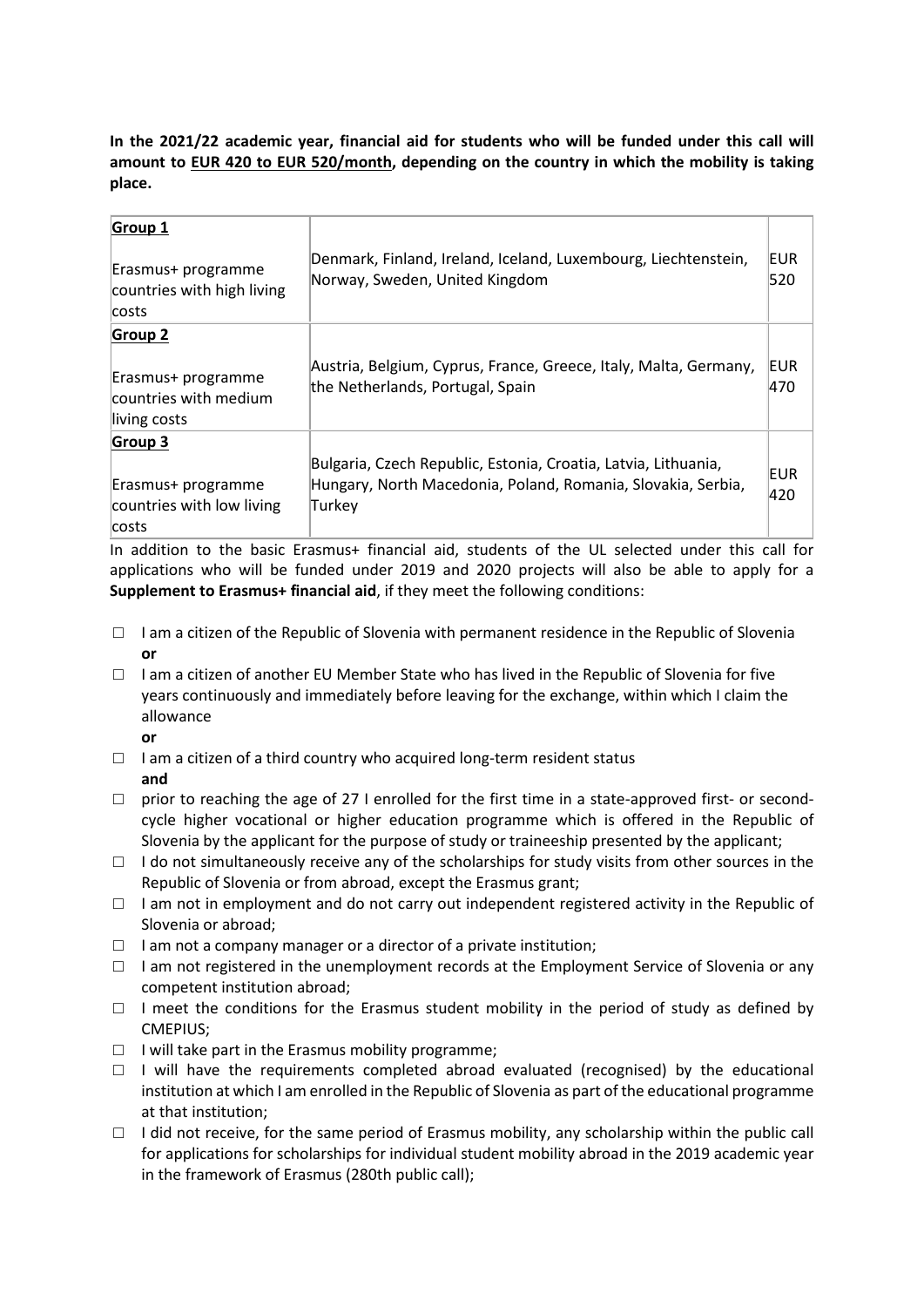**In the 2021/22 academic year, financial aid for students who will be funded under this call will amount to EUR 420 to EUR 520/month, depending on the country in which the mobility is taking place.**

| | | |
|---|---|---|
| **Group 1**<br><br>Erasmus+ programme countries with high living costs | Denmark, Finland, Ireland, Iceland, Luxembourg, Liechtenstein, Norway, Sweden, United Kingdom | EUR 520 |
| **Group 2**<br><br>Erasmus+ programme countries with medium living costs | Austria, Belgium, Cyprus, France, Greece, Italy, Malta, Germany, the Netherlands, Portugal, Spain | EUR 470 |
| **Group 3**<br><br>Erasmus+ programme countries with low living costs | Bulgaria, Czech Republic, Estonia, Croatia, Latvia, Lithuania, Hungary, North Macedonia, Poland, Romania, Slovakia, Serbia, Turkey | EUR 420 |

In addition to the basic Erasmus+ financial aid, students of the UL selected under this call for applications who will be funded under 2019 and 2020 projects will also be able to apply for a **Supplement to Erasmus+ financial aid**, if they meet the following conditions:

- ☐ I am a citizen of the Republic of Slovenia with permanent residence in the Republic of Slovenia **or**
- ☐ I am a citizen of another EU Member State who has lived in the Republic of Slovenia for five years continuously and immediately before leaving for the exchange, within which I claim the allowance
  **or**
- ☐ I am a citizen of a third country who acquired long-term resident status
  **and**
- ☐ prior to reaching the age of 27 I enrolled for the first time in a state-approved first- or second-cycle higher vocational or higher education programme which is offered in the Republic of Slovenia by the applicant for the purpose of study or traineeship presented by the applicant;
- ☐ I do not simultaneously receive any of the scholarships for study visits from other sources in the Republic of Slovenia or from abroad, except the Erasmus grant;
- ☐ I am not in employment and do not carry out independent registered activity in the Republic of Slovenia or abroad;
- ☐ I am not a company manager or a director of a private institution;
- ☐ I am not registered in the unemployment records at the Employment Service of Slovenia or any competent institution abroad;
- ☐ I meet the conditions for the Erasmus student mobility in the period of study as defined by CMEPIUS;
- ☐ I will take part in the Erasmus mobility programme;
- ☐ I will have the requirements completed abroad evaluated (recognised) by the educational institution at which I am enrolled in the Republic of Slovenia as part of the educational programme at that institution;
- ☐ I did not receive, for the same period of Erasmus mobility, any scholarship within the public call for applications for scholarships for individual student mobility abroad in the 2019 academic year in the framework of Erasmus (280th public call);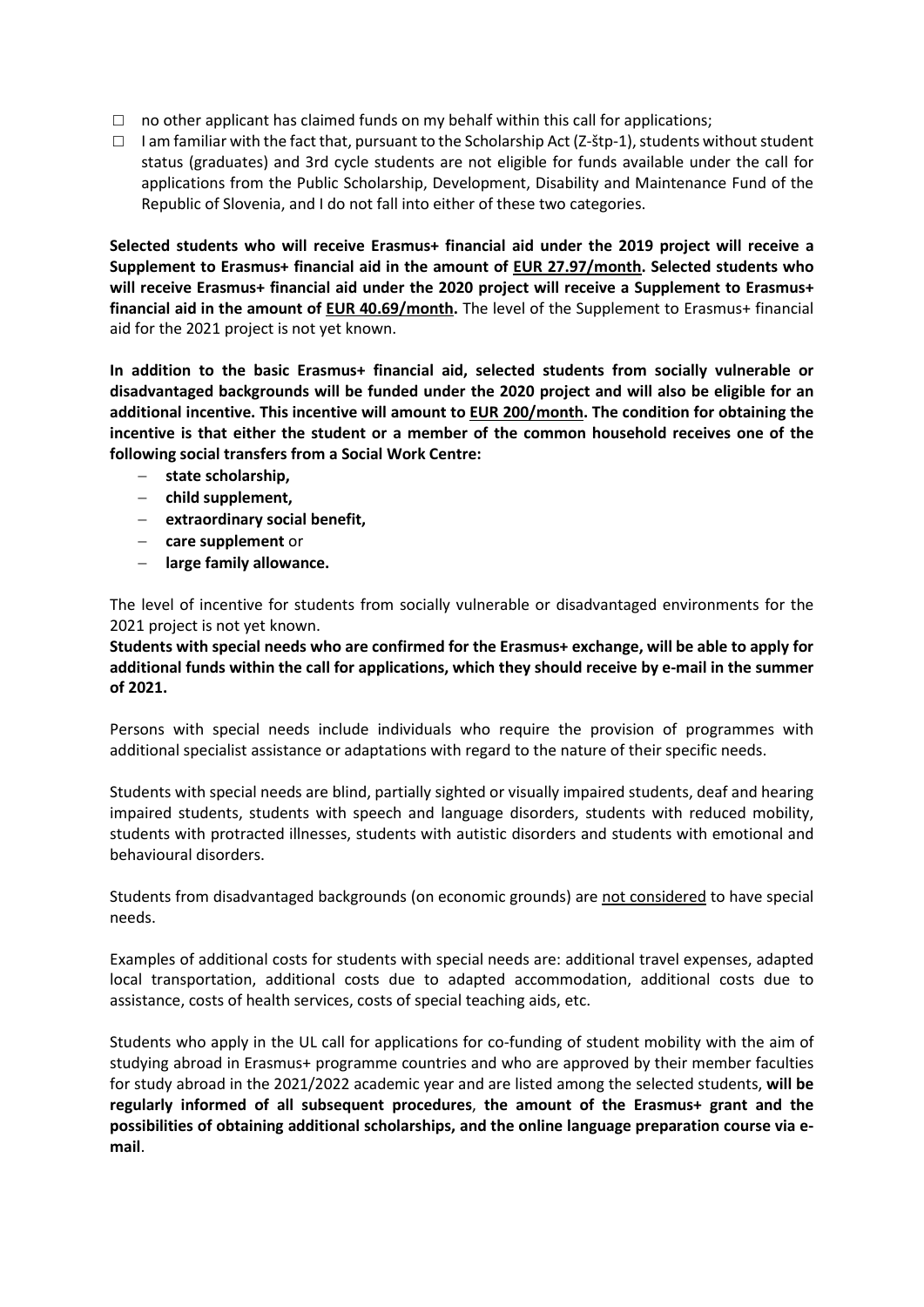- ☐ no other applicant has claimed funds on my behalf within this call for applications;
- ☐ I am familiar with the fact that, pursuant to the Scholarship Act (Z-štp-1), students without student status (graduates) and 3rd cycle students are not eligible for funds available under the call for applications from the Public Scholarship, Development, Disability and Maintenance Fund of the Republic of Slovenia, and I do not fall into either of these two categories.

**Selected students who will receive Erasmus+ financial aid under the 2019 project will receive a Supplement to Erasmus+ financial aid in the amount of <u>EUR 27.97/month</u>. Selected students who will receive Erasmus+ financial aid under the 2020 project will receive a Supplement to Erasmus+ financial aid in the amount of <u>EUR 40.69/month</u>.** The level of the Supplement to Erasmus+ financial aid for the 2021 project is not yet known.

**In addition to the basic Erasmus+ financial aid, selected students from socially vulnerable or disadvantaged backgrounds will be funded under the 2020 project and will also be eligible for an additional incentive. This incentive will amount to <u>EUR 200/month</u>. The condition for obtaining the incentive is that either the student or a member of the common household receives one of the following social transfers from a Social Work Centre:**

- **state scholarship,**
- **child supplement,**
- **extraordinary social benefit,**
- **care supplement** or
- **large family allowance.**

The level of incentive for students from socially vulnerable or disadvantaged environments for the 2021 project is not yet known.

**Students with special needs who are confirmed for the Erasmus+ exchange, will be able to apply for additional funds within the call for applications, which they should receive by e-mail in the summer of 2021.**

Persons with special needs include individuals who require the provision of programmes with additional specialist assistance or adaptations with regard to the nature of their specific needs.

Students with special needs are blind, partially sighted or visually impaired students, deaf and hearing impaired students, students with speech and language disorders, students with reduced mobility, students with protracted illnesses, students with autistic disorders and students with emotional and behavioural disorders.

Students from disadvantaged backgrounds (on economic grounds) are <u>not considered</u> to have special needs.

Examples of additional costs for students with special needs are: additional travel expenses, adapted local transportation, additional costs due to adapted accommodation, additional costs due to assistance, costs of health services, costs of special teaching aids, etc.

Students who apply in the UL call for applications for co-funding of student mobility with the aim of studying abroad in Erasmus+ programme countries and who are approved by their member faculties for study abroad in the 2021/2022 academic year and are listed among the selected students, **will be regularly informed of all subsequent procedures**, **the amount of the Erasmus+ grant and the possibilities of obtaining additional scholarships, and the online language preparation course via e-mail**.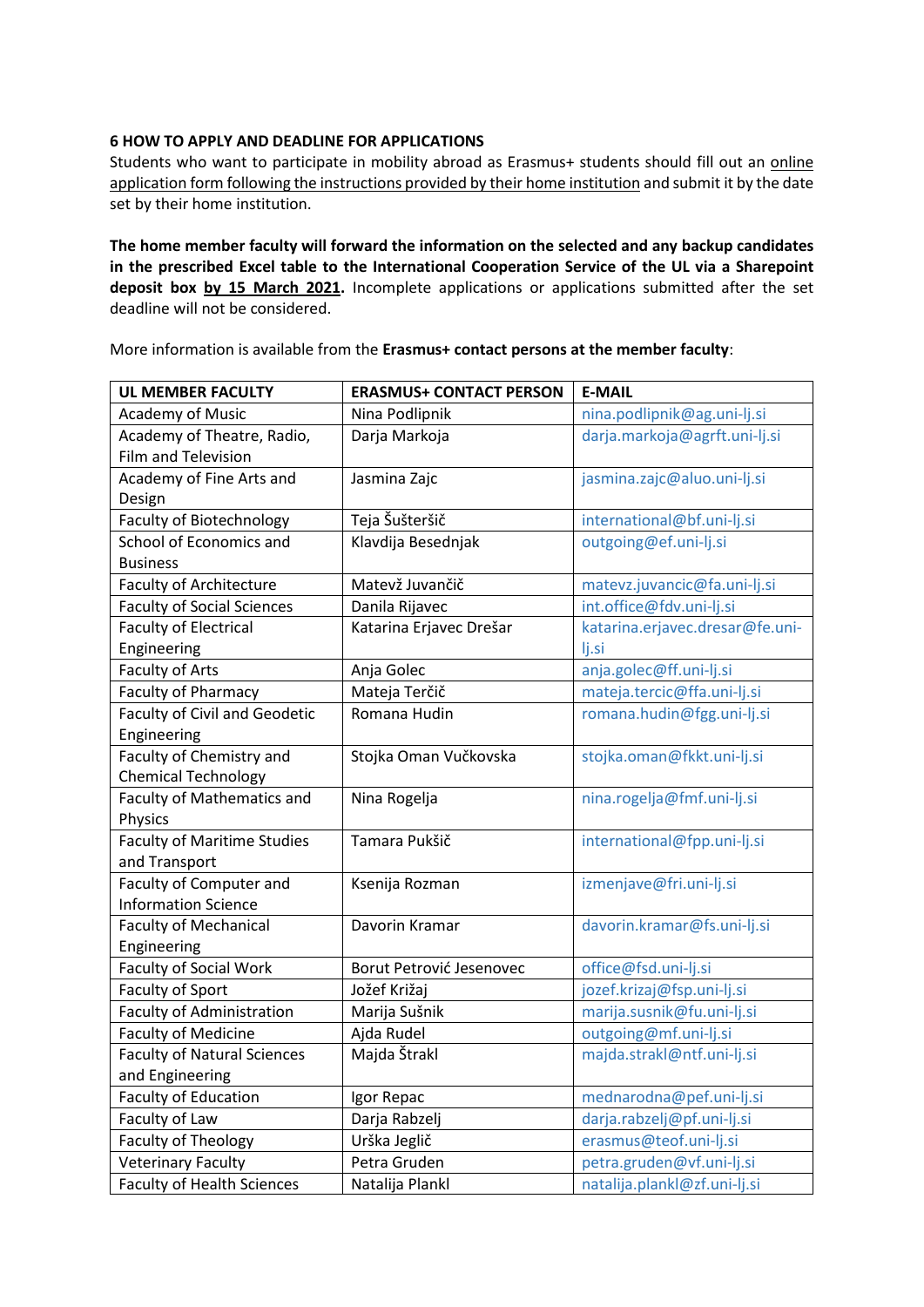### 6 HOW TO APPLY AND DEADLINE FOR APPLICATIONS

Students who want to participate in mobility abroad as Erasmus+ students should fill out an online application form following the instructions provided by their home institution and submit it by the date set by their home institution.

**The home member faculty will forward the information on the selected and any backup candidates in the prescribed Excel table to the International Cooperation Service of the UL via a Sharepoint deposit box by 15 March 2021.** Incomplete applications or applications submitted after the set deadline will not be considered.

More information is available from the **Erasmus+ contact persons at the member faculty**:

| UL MEMBER FACULTY | ERASMUS+ CONTACT PERSON | E-MAIL |
|---|---|---|
| Academy of Music | Nina Podlipnik | nina.podlipnik@ag.uni-lj.si |
| Academy of Theatre, Radio, Film and Television | Darja Markoja | darja.markoja@agrft.uni-lj.si |
| Academy of Fine Arts and Design | Jasmina Zajc | jasmina.zajc@aluo.uni-lj.si |
| Faculty of Biotechnology | Teja Šušteršič | international@bf.uni-lj.si |
| School of Economics and Business | Klavdija Besednjak | outgoing@ef.uni-lj.si |
| Faculty of Architecture | Matevž Juvančič | matevz.juvancic@fa.uni-lj.si |
| Faculty of Social Sciences | Danila Rijavec | int.office@fdv.uni-lj.si |
| Faculty of Electrical Engineering | Katarina Erjavec Drešar | katarina.erjavec.dresar@fe.uni-lj.si |
| Faculty of Arts | Anja Golec | anja.golec@ff.uni-lj.si |
| Faculty of Pharmacy | Mateja Terčič | mateja.tercic@ffa.uni-lj.si |
| Faculty of Civil and Geodetic Engineering | Romana Hudin | romana.hudin@fgg.uni-lj.si |
| Faculty of Chemistry and Chemical Technology | Stojka Oman Vučkovska | stojka.oman@fkkt.uni-lj.si |
| Faculty of Mathematics and Physics | Nina Rogelja | nina.rogelja@fmf.uni-lj.si |
| Faculty of Maritime Studies and Transport | Tamara Pukšič | international@fpp.uni-lj.si |
| Faculty of Computer and Information Science | Ksenija Rozman | izmenjave@fri.uni-lj.si |
| Faculty of Mechanical Engineering | Davorin Kramar | davorin.kramar@fs.uni-lj.si |
| Faculty of Social Work | Borut Petrović Jesenovec | office@fsd.uni-lj.si |
| Faculty of Sport | Jožef Križaj | jozef.krizaj@fsp.uni-lj.si |
| Faculty of Administration | Marija Sušnik | marija.susnik@fu.uni-lj.si |
| Faculty of Medicine | Ajda Rudel | outgoing@mf.uni-lj.si |
| Faculty of Natural Sciences and Engineering | Majda Štrakl | majda.strakl@ntf.uni-lj.si |
| Faculty of Education | Igor Repac | mednarodna@pef.uni-lj.si |
| Faculty of Law | Darja Rabzelj | darja.rabzelj@pf.uni-lj.si |
| Faculty of Theology | Urška Jeglič | erasmus@teof.uni-lj.si |
| Veterinary Faculty | Petra Gruden | petra.gruden@vf.uni-lj.si |
| Faculty of Health Sciences | Natalija Plankl | natalija.plankl@zf.uni-lj.si |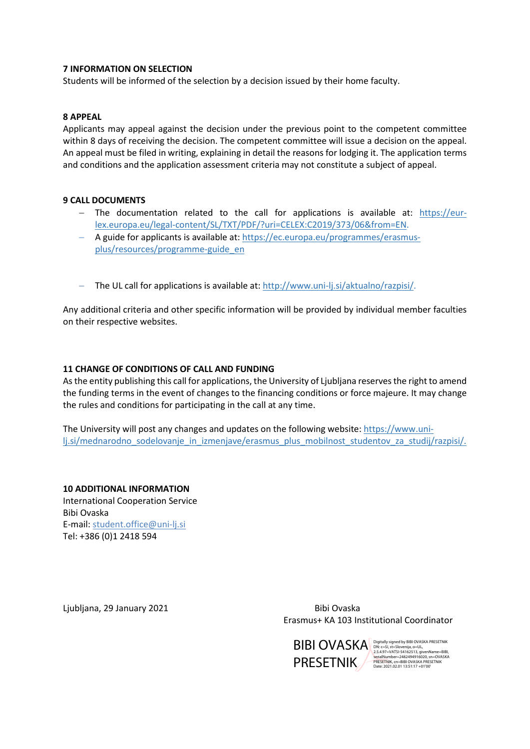## 7 INFORMATION ON SELECTION

Students will be informed of the selection by a decision issued by their home faculty.

## 8 APPEAL

Applicants may appeal against the decision under the previous point to the competent committee within 8 days of receiving the decision. The competent committee will issue a decision on the appeal. An appeal must be filed in writing, explaining in detail the reasons for lodging it. The application terms and conditions and the application assessment criteria may not constitute a subject of appeal.

## 9 CALL DOCUMENTS

- The documentation related to the call for applications is available at: https://eur-lex.europa.eu/legal-content/SL/TXT/PDF/?uri=CELEX:C2019/373/06&from=EN.
- A guide for applicants is available at: https://ec.europa.eu/programmes/erasmus-plus/resources/programme-guide_en
- The UL call for applications is available at: http://www.uni-lj.si/aktualno/razpisi/.

Any additional criteria and other specific information will be provided by individual member faculties on their respective websites.

## 11 CHANGE OF CONDITIONS OF CALL AND FUNDING

As the entity publishing this call for applications, the University of Ljubljana reserves the right to amend the funding terms in the event of changes to the financing conditions or force majeure. It may change the rules and conditions for participating in the call at any time.

The University will post any changes and updates on the following website: https://www.uni-lj.si/mednarodno_sodelovanje_in_izmenjave/erasmus_plus_mobilnost_studentov_za_studij/razpisi/.

## 10 ADDITIONAL INFORMATION

International Cooperation Service
Bibi Ovaska
E-mail: student.office@uni-lj.si
Tel: +386 (0)1 2418 594

Ljubljana, 29 January 2021

Bibi Ovaska
Erasmus+ KA 103 Institutional Coordinator

BIBI OVASKA PRESETNIK

Digitally signed by BIBI OVASKA PRESETNIK
DN: c=SI, st=Slovenija, o=UL, 2.5.4.97=VATSI-54162513, givenName=BIBI, serialNumber=2482494916020, sn=OVASKA PRESETNIK, cn=BIBI OVASKA PRESETNIK
Date: 2021.02.01 13:51:17 +01'00'